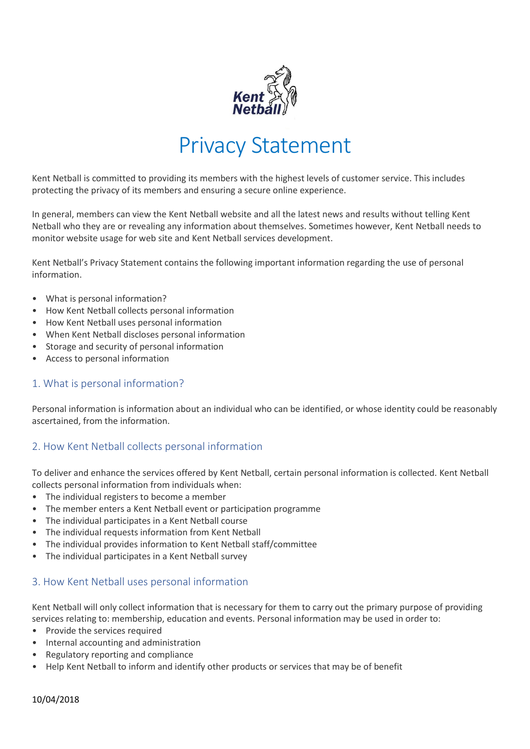# Privacy Statement

Kent Netball is committed to providing its members with the highest levels of customer service. This includes protecting the privacy of its members and ensuring a secure online experience.

In general, members can view the Kent Netball website and all the latest news and results without telling Kent Netball who they are or revealing any information about themselves. Sometimes however, Kent Netball needs to monitor website usage for web site and Kent Netball services development.

Kent Netball's Privacy Statement contains the following important information regarding the use of personal information.

- What is personal information?
- How Kent Netball collects personal information
- How Kent Netball uses personal information
- When Kent Netball discloses personal information
- Storage and security of personal information
- Access to personal information

## 1. What is personal information?

Personal information is information about an individual who can be identified, or whose identity could be reasonably ascertained, from the information.

## 2. How Kent Netball collects personal information

To deliver and enhance the services offered by Kent Netball, certain personal information is collected. Kent Netball collects personal information from individuals when:

- The individual registers to become a member
- The member enters a Kent Netball event or participation programme
- The individual participates in a Kent Netball course
- The individual requests information from Kent Netball
- The individual provides information to Kent Netball staff/committee
- The individual participates in a Kent Netball survey

## 3. How Kent Netball uses personal information

Kent Netball will only collect information that is necessary for them to carry out the primary purpose of providing services relating to: membership, education and events. Personal information may be used in order to:

- Provide the services required
- Internal accounting and administration
- Regulatory reporting and compliance
- Help Kent Netball to inform and identify other products or services that may be of benefit

10/04/2018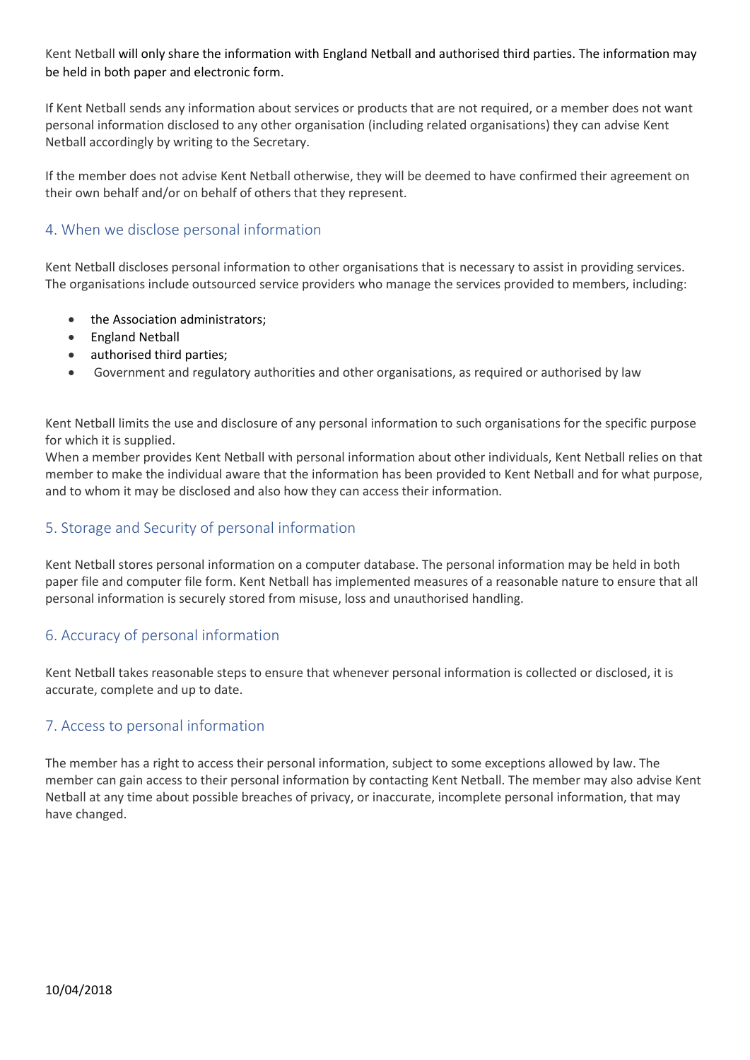Kent Netball will only share the information with England Netball and authorised third parties. The information may be held in both paper and electronic form.

If Kent Netball sends any information about services or products that are not required, or a member does not want personal information disclosed to any other organisation (including related organisations) they can advise Kent Netball accordingly by writing to the Secretary.

If the member does not advise Kent Netball otherwise, they will be deemed to have confirmed their agreement on their own behalf and/or on behalf of others that they represent.

## 4. When we disclose personal information

Kent Netball discloses personal information to other organisations that is necessary to assist in providing services. The organisations include outsourced service providers who manage the services provided to members, including:

- the Association administrators;
- England Netball
- authorised third parties;
- Government and regulatory authorities and other organisations, as required or authorised by law

Kent Netball limits the use and disclosure of any personal information to such organisations for the specific purpose for which it is supplied.
When a member provides Kent Netball with personal information about other individuals, Kent Netball relies on that member to make the individual aware that the information has been provided to Kent Netball and for what purpose, and to whom it may be disclosed and also how they can access their information.

## 5. Storage and Security of personal information

Kent Netball stores personal information on a computer database. The personal information may be held in both paper file and computer file form. Kent Netball has implemented measures of a reasonable nature to ensure that all personal information is securely stored from misuse, loss and unauthorised handling.

## 6. Accuracy of personal information

Kent Netball takes reasonable steps to ensure that whenever personal information is collected or disclosed, it is accurate, complete and up to date.

## 7. Access to personal information

The member has a right to access their personal information, subject to some exceptions allowed by law. The member can gain access to their personal information by contacting Kent Netball. The member may also advise Kent Netball at any time about possible breaches of privacy, or inaccurate, incomplete personal information, that may have changed.

10/04/2018